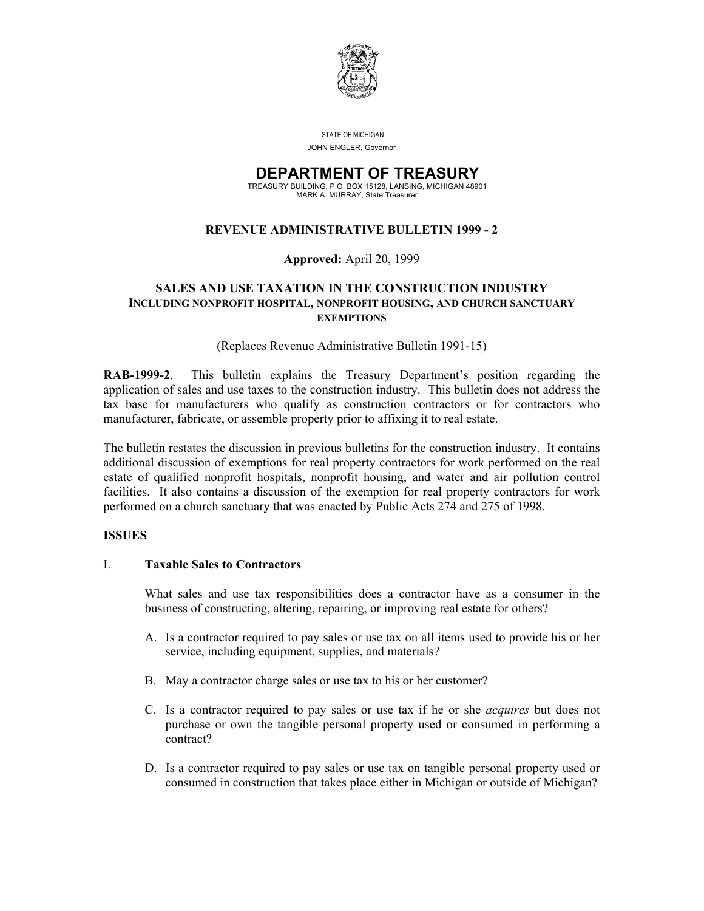STATE OF MICHIGAN

JOHN ENGLER, Governor

# DEPARTMENT OF TREASURY

TREASURY BUILDING, P.O. BOX 15128, LANSING, MICHIGAN 48901

MARK A. MURRAY, State Treasurer

## REVENUE ADMINISTRATIVE BULLETIN 1999 - 2

**Approved:** April 20, 1999

## SALES AND USE TAXATION IN THE CONSTRUCTION INDUSTRY INCLUDING NONPROFIT HOSPITAL, NONPROFIT HOUSING, AND CHURCH SANCTUARY EXEMPTIONS

(Replaces Revenue Administrative Bulletin 1991-15)

**RAB-1999-2**. This bulletin explains the Treasury Department's position regarding the application of sales and use taxes to the construction industry. This bulletin does not address the tax base for manufacturers who qualify as construction contractors or for contractors who manufacturer, fabricate, or assemble property prior to affixing it to real estate.

The bulletin restates the discussion in previous bulletins for the construction industry. It contains additional discussion of exemptions for real property contractors for work performed on the real estate of qualified nonprofit hospitals, nonprofit housing, and water and air pollution control facilities. It also contains a discussion of the exemption for real property contractors for work performed on a church sanctuary that was enacted by Public Acts 274 and 275 of 1998.

### ISSUES

### I. Taxable Sales to Contractors

What sales and use tax responsibilities does a contractor have as a consumer in the business of constructing, altering, repairing, or improving real estate for others?

A. Is a contractor required to pay sales or use tax on all items used to provide his or her service, including equipment, supplies, and materials?

B. May a contractor charge sales or use tax to his or her customer?

C. Is a contractor required to pay sales or use tax if he or she *acquires* but does not purchase or own the tangible personal property used or consumed in performing a contract?

D. Is a contractor required to pay sales or use tax on tangible personal property used or consumed in construction that takes place either in Michigan or outside of Michigan?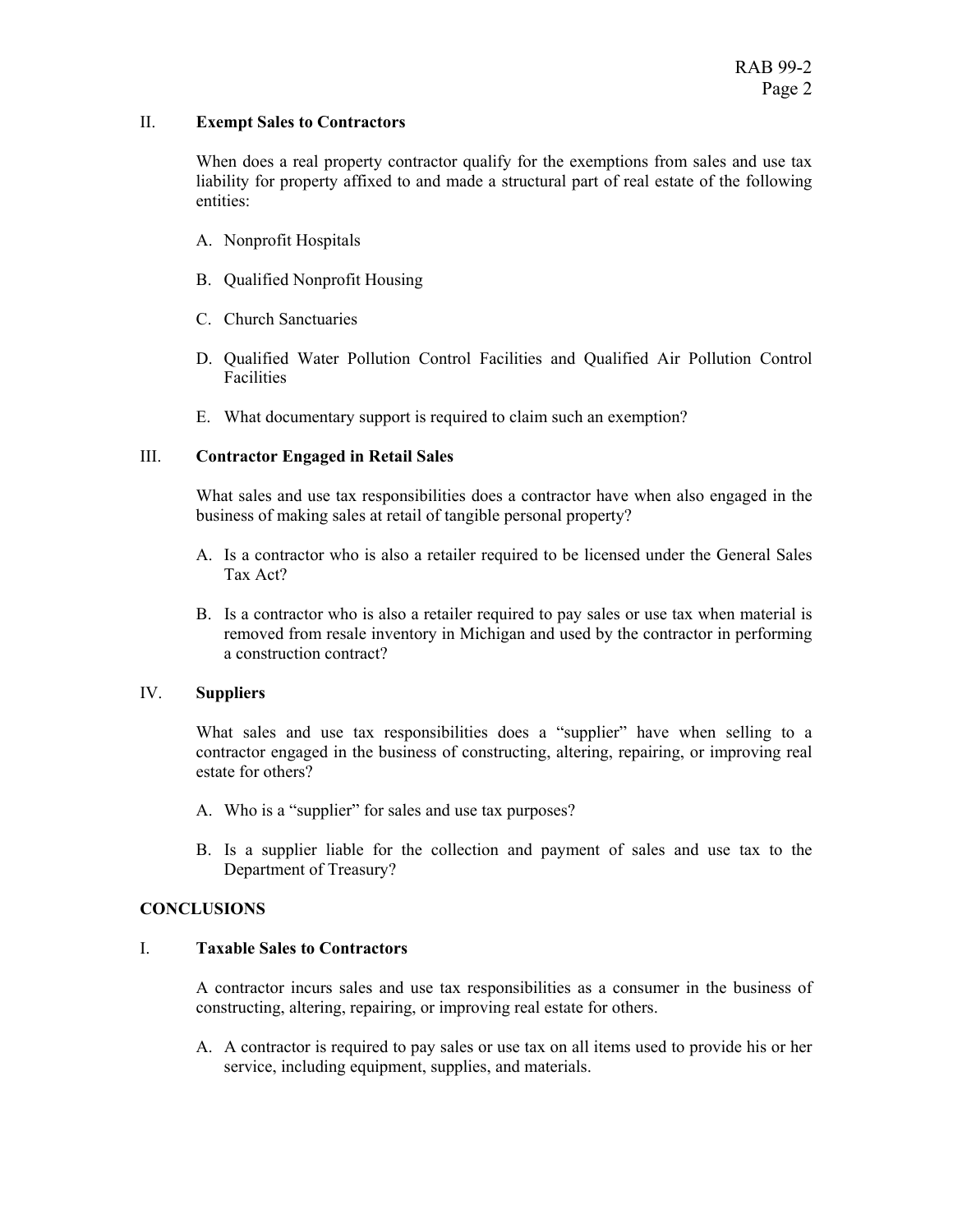## II. Exempt Sales to Contractors

When does a real property contractor qualify for the exemptions from sales and use tax liability for property affixed to and made a structural part of real estate of the following entities:

A. Nonprofit Hospitals

B. Qualified Nonprofit Housing

C. Church Sanctuaries

D. Qualified Water Pollution Control Facilities and Qualified Air Pollution Control Facilities

E. What documentary support is required to claim such an exemption?

## III. Contractor Engaged in Retail Sales

What sales and use tax responsibilities does a contractor have when also engaged in the business of making sales at retail of tangible personal property?

A. Is a contractor who is also a retailer required to be licensed under the General Sales Tax Act?

B. Is a contractor who is also a retailer required to pay sales or use tax when material is removed from resale inventory in Michigan and used by the contractor in performing a construction contract?

## IV. Suppliers

What sales and use tax responsibilities does a "supplier" have when selling to a contractor engaged in the business of constructing, altering, repairing, or improving real estate for others?

A. Who is a "supplier" for sales and use tax purposes?

B. Is a supplier liable for the collection and payment of sales and use tax to the Department of Treasury?

# CONCLUSIONS

## I. Taxable Sales to Contractors

A contractor incurs sales and use tax responsibilities as a consumer in the business of constructing, altering, repairing, or improving real estate for others.

A. A contractor is required to pay sales or use tax on all items used to provide his or her service, including equipment, supplies, and materials.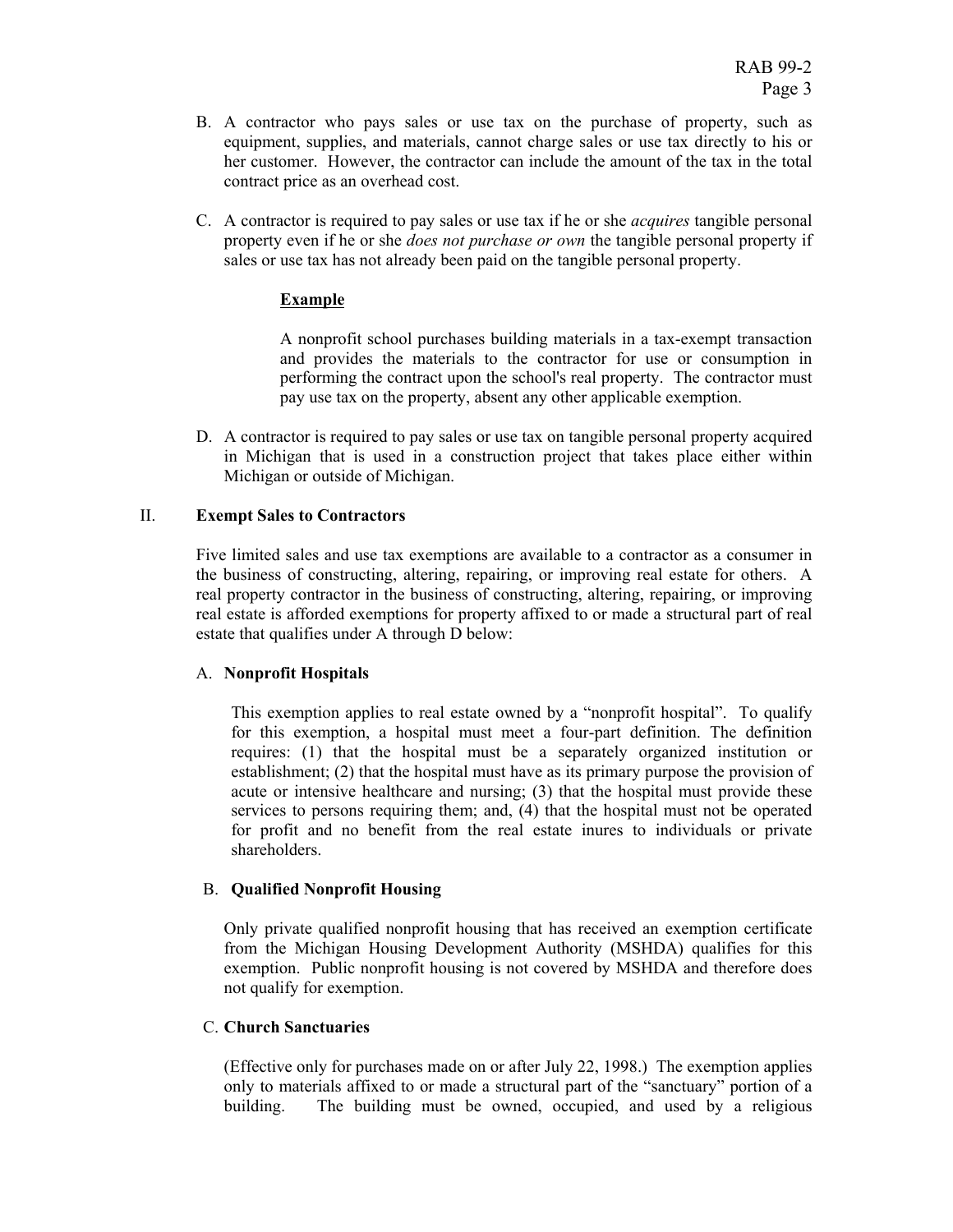B. A contractor who pays sales or use tax on the purchase of property, such as equipment, supplies, and materials, cannot charge sales or use tax directly to his or her customer. However, the contractor can include the amount of the tax in the total contract price as an overhead cost.

C. A contractor is required to pay sales or use tax if he or she *acquires* tangible personal property even if he or she *does not purchase or own* the tangible personal property if sales or use tax has not already been paid on the tangible personal property.

**Example**

A nonprofit school purchases building materials in a tax-exempt transaction and provides the materials to the contractor for use or consumption in performing the contract upon the school's real property. The contractor must pay use tax on the property, absent any other applicable exemption.

D. A contractor is required to pay sales or use tax on tangible personal property acquired in Michigan that is used in a construction project that takes place either within Michigan or outside of Michigan.

## II. Exempt Sales to Contractors

Five limited sales and use tax exemptions are available to a contractor as a consumer in the business of constructing, altering, repairing, or improving real estate for others. A real property contractor in the business of constructing, altering, repairing, or improving real estate is afforded exemptions for property affixed to or made a structural part of real estate that qualifies under A through D below:

### A. Nonprofit Hospitals

This exemption applies to real estate owned by a "nonprofit hospital". To qualify for this exemption, a hospital must meet a four-part definition. The definition requires: (1) that the hospital must be a separately organized institution or establishment; (2) that the hospital must have as its primary purpose the provision of acute or intensive healthcare and nursing; (3) that the hospital must provide these services to persons requiring them; and, (4) that the hospital must not be operated for profit and no benefit from the real estate inures to individuals or private shareholders.

### B. Qualified Nonprofit Housing

Only private qualified nonprofit housing that has received an exemption certificate from the Michigan Housing Development Authority (MSHDA) qualifies for this exemption. Public nonprofit housing is not covered by MSHDA and therefore does not qualify for exemption.

### C. Church Sanctuaries

(Effective only for purchases made on or after July 22, 1998.) The exemption applies only to materials affixed to or made a structural part of the "sanctuary" portion of a building. The building must be owned, occupied, and used by a religious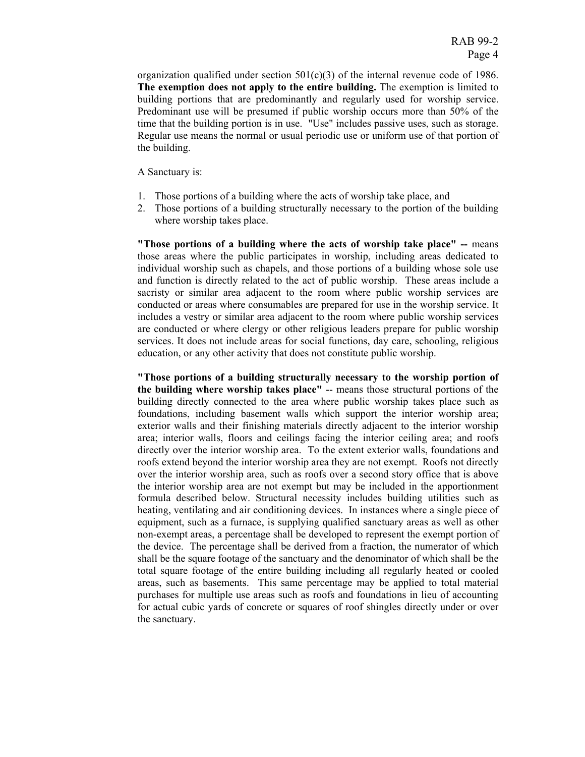organization qualified under section 501(c)(3) of the internal revenue code of 1986. **The exemption does not apply to the entire building.** The exemption is limited to building portions that are predominantly and regularly used for worship service. Predominant use will be presumed if public worship occurs more than 50% of the time that the building portion is in use. "Use" includes passive uses, such as storage. Regular use means the normal or usual periodic use or uniform use of that portion of the building.

A Sanctuary is:

1. Those portions of a building where the acts of worship take place, and
2. Those portions of a building structurally necessary to the portion of the building where worship takes place.

**"Those portions of a building where the acts of worship take place" --** means those areas where the public participates in worship, including areas dedicated to individual worship such as chapels, and those portions of a building whose sole use and function is directly related to the act of public worship. These areas include a sacristy or similar area adjacent to the room where public worship services are conducted or areas where consumables are prepared for use in the worship service. It includes a vestry or similar area adjacent to the room where public worship services are conducted or where clergy or other religious leaders prepare for public worship services. It does not include areas for social functions, day care, schooling, religious education, or any other activity that does not constitute public worship.

**"Those portions of a building structurally necessary to the worship portion of the building where worship takes place"** -- means those structural portions of the building directly connected to the area where public worship takes place such as foundations, including basement walls which support the interior worship area; exterior walls and their finishing materials directly adjacent to the interior worship area; interior walls, floors and ceilings facing the interior ceiling area; and roofs directly over the interior worship area. To the extent exterior walls, foundations and roofs extend beyond the interior worship area they are not exempt. Roofs not directly over the interior worship area, such as roofs over a second story office that is above the interior worship area are not exempt but may be included in the apportionment formula described below. Structural necessity includes building utilities such as heating, ventilating and air conditioning devices. In instances where a single piece of equipment, such as a furnace, is supplying qualified sanctuary areas as well as other non-exempt areas, a percentage shall be developed to represent the exempt portion of the device. The percentage shall be derived from a fraction, the numerator of which shall be the square footage of the sanctuary and the denominator of which shall be the total square footage of the entire building including all regularly heated or cooled areas, such as basements. This same percentage may be applied to total material purchases for multiple use areas such as roofs and foundations in lieu of accounting for actual cubic yards of concrete or squares of roof shingles directly under or over the sanctuary.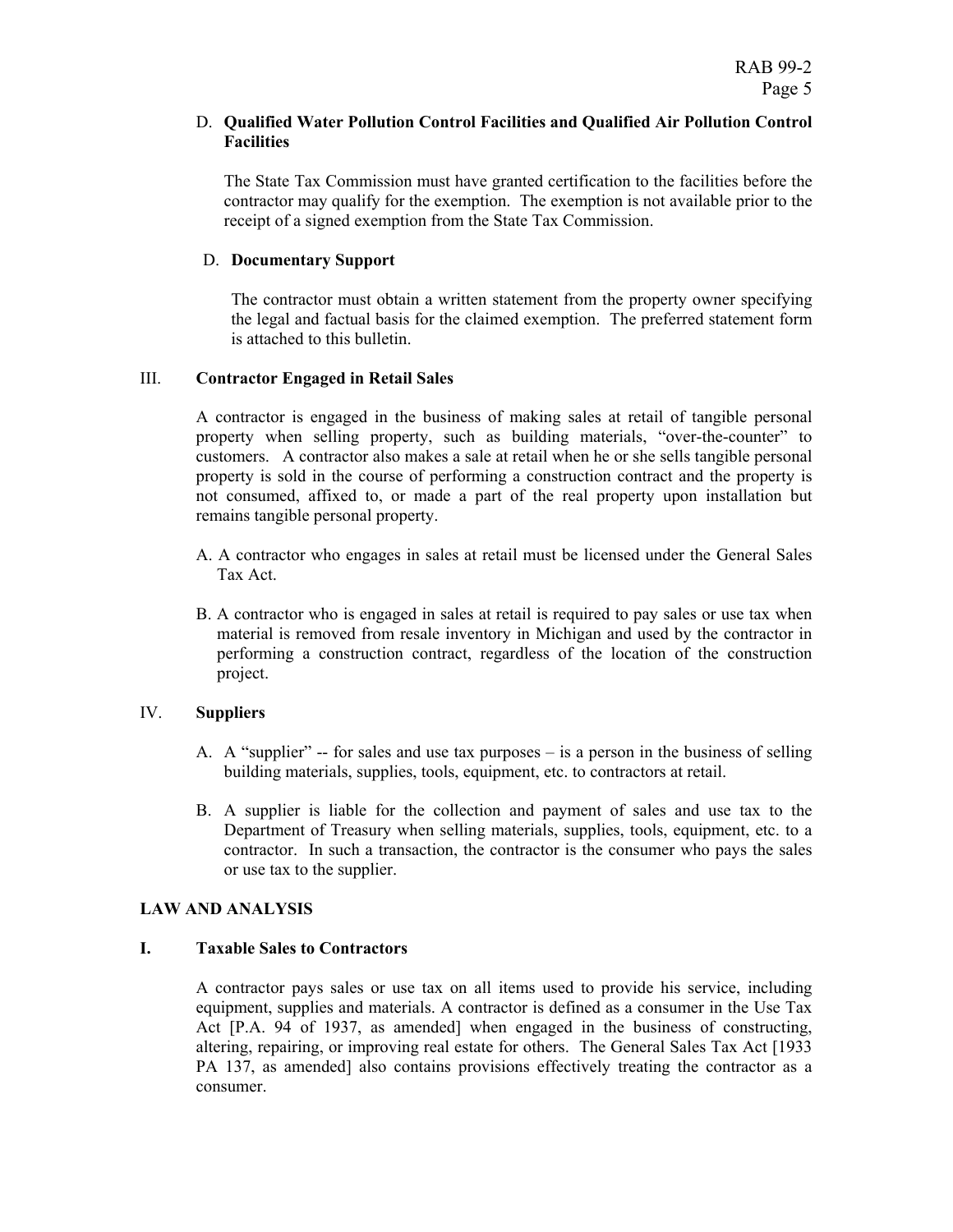D. **Qualified Water Pollution Control Facilities and Qualified Air Pollution Control Facilities**

The State Tax Commission must have granted certification to the facilities before the contractor may qualify for the exemption. The exemption is not available prior to the receipt of a signed exemption from the State Tax Commission.

D. **Documentary Support**

The contractor must obtain a written statement from the property owner specifying the legal and factual basis for the claimed exemption. The preferred statement form is attached to this bulletin.

III. **Contractor Engaged in Retail Sales**

A contractor is engaged in the business of making sales at retail of tangible personal property when selling property, such as building materials, "over-the-counter" to customers. A contractor also makes a sale at retail when he or she sells tangible personal property is sold in the course of performing a construction contract and the property is not consumed, affixed to, or made a part of the real property upon installation but remains tangible personal property.

A. A contractor who engages in sales at retail must be licensed under the General Sales Tax Act.

B. A contractor who is engaged in sales at retail is required to pay sales or use tax when material is removed from resale inventory in Michigan and used by the contractor in performing a construction contract, regardless of the location of the construction project.

IV. **Suppliers**

A. A "supplier" -- for sales and use tax purposes – is a person in the business of selling building materials, supplies, tools, equipment, etc. to contractors at retail.

B. A supplier is liable for the collection and payment of sales and use tax to the Department of Treasury when selling materials, supplies, tools, equipment, etc. to a contractor. In such a transaction, the contractor is the consumer who pays the sales or use tax to the supplier.

## LAW AND ANALYSIS

### I. Taxable Sales to Contractors

A contractor pays sales or use tax on all items used to provide his service, including equipment, supplies and materials. A contractor is defined as a consumer in the Use Tax Act [P.A. 94 of 1937, as amended] when engaged in the business of constructing, altering, repairing, or improving real estate for others. The General Sales Tax Act [1933 PA 137, as amended] also contains provisions effectively treating the contractor as a consumer.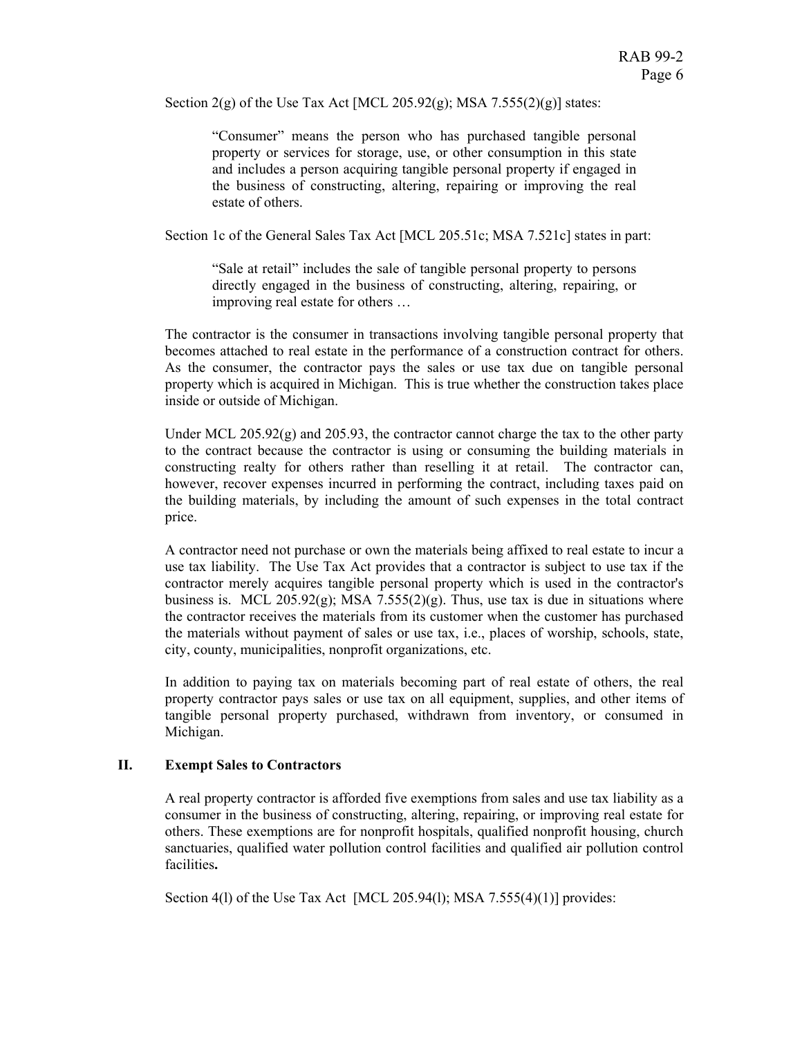Section 2(g) of the Use Tax Act [MCL 205.92(g); MSA 7.555(2)(g)] states:

> "Consumer" means the person who has purchased tangible personal property or services for storage, use, or other consumption in this state and includes a person acquiring tangible personal property if engaged in the business of constructing, altering, repairing or improving the real estate of others.

Section 1c of the General Sales Tax Act [MCL 205.51c; MSA 7.521c] states in part:

> "Sale at retail" includes the sale of tangible personal property to persons directly engaged in the business of constructing, altering, repairing, or improving real estate for others …

The contractor is the consumer in transactions involving tangible personal property that becomes attached to real estate in the performance of a construction contract for others. As the consumer, the contractor pays the sales or use tax due on tangible personal property which is acquired in Michigan. This is true whether the construction takes place inside or outside of Michigan.

Under MCL 205.92(g) and 205.93, the contractor cannot charge the tax to the other party to the contract because the contractor is using or consuming the building materials in constructing realty for others rather than reselling it at retail. The contractor can, however, recover expenses incurred in performing the contract, including taxes paid on the building materials, by including the amount of such expenses in the total contract price.

A contractor need not purchase or own the materials being affixed to real estate to incur a use tax liability. The Use Tax Act provides that a contractor is subject to use tax if the contractor merely acquires tangible personal property which is used in the contractor's business is. MCL 205.92(g); MSA 7.555(2)(g). Thus, use tax is due in situations where the contractor receives the materials from its customer when the customer has purchased the materials without payment of sales or use tax, i.e., places of worship, schools, state, city, county, municipalities, nonprofit organizations, etc.

In addition to paying tax on materials becoming part of real estate of others, the real property contractor pays sales or use tax on all equipment, supplies, and other items of tangible personal property purchased, withdrawn from inventory, or consumed in Michigan.

## II. Exempt Sales to Contractors

A real property contractor is afforded five exemptions from sales and use tax liability as a consumer in the business of constructing, altering, repairing, or improving real estate for others. These exemptions are for nonprofit hospitals, qualified nonprofit housing, church sanctuaries, qualified water pollution control facilities and qualified air pollution control facilities**.**

Section 4(l) of the Use Tax Act [MCL 205.94(l); MSA 7.555(4)(1)] provides: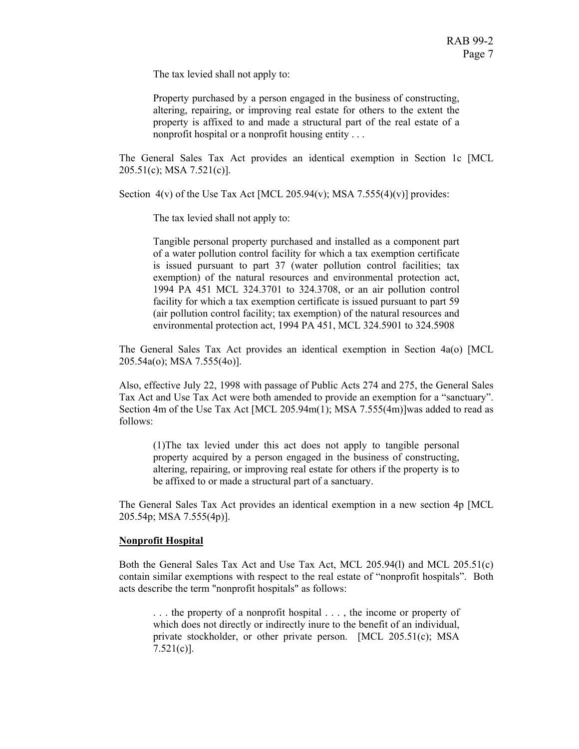> The tax levied shall not apply to:
>
> Property purchased by a person engaged in the business of constructing, altering, repairing, or improving real estate for others to the extent the property is affixed to and made a structural part of the real estate of a nonprofit hospital or a nonprofit housing entity . . .

The General Sales Tax Act provides an identical exemption in Section 1c [MCL 205.51(c); MSA 7.521(c)].

Section 4(v) of the Use Tax Act [MCL 205.94(v); MSA 7.555(4)(v)] provides:

> The tax levied shall not apply to:
>
> Tangible personal property purchased and installed as a component part of a water pollution control facility for which a tax exemption certificate is issued pursuant to part 37 (water pollution control facilities; tax exemption) of the natural resources and environmental protection act, 1994 PA 451 MCL 324.3701 to 324.3708, or an air pollution control facility for which a tax exemption certificate is issued pursuant to part 59 (air pollution control facility; tax exemption) of the natural resources and environmental protection act, 1994 PA 451, MCL 324.5901 to 324.5908

The General Sales Tax Act provides an identical exemption in Section 4a(o) [MCL 205.54a(o); MSA 7.555(4o)].

Also, effective July 22, 1998 with passage of Public Acts 274 and 275, the General Sales Tax Act and Use Tax Act were both amended to provide an exemption for a "sanctuary". Section 4m of the Use Tax Act [MCL 205.94m(1); MSA 7.555(4m)]was added to read as follows:

> (1)The tax levied under this act does not apply to tangible personal property acquired by a person engaged in the business of constructing, altering, repairing, or improving real estate for others if the property is to be affixed to or made a structural part of a sanctuary.

The General Sales Tax Act provides an identical exemption in a new section 4p [MCL 205.54p; MSA 7.555(4p)].

**Nonprofit Hospital**

Both the General Sales Tax Act and Use Tax Act, MCL 205.94(l) and MCL 205.51(c) contain similar exemptions with respect to the real estate of "nonprofit hospitals". Both acts describe the term "nonprofit hospitals" as follows:

> . . . the property of a nonprofit hospital . . . , the income or property of which does not directly or indirectly inure to the benefit of an individual, private stockholder, or other private person. [MCL 205.51(c); MSA 7.521(c)].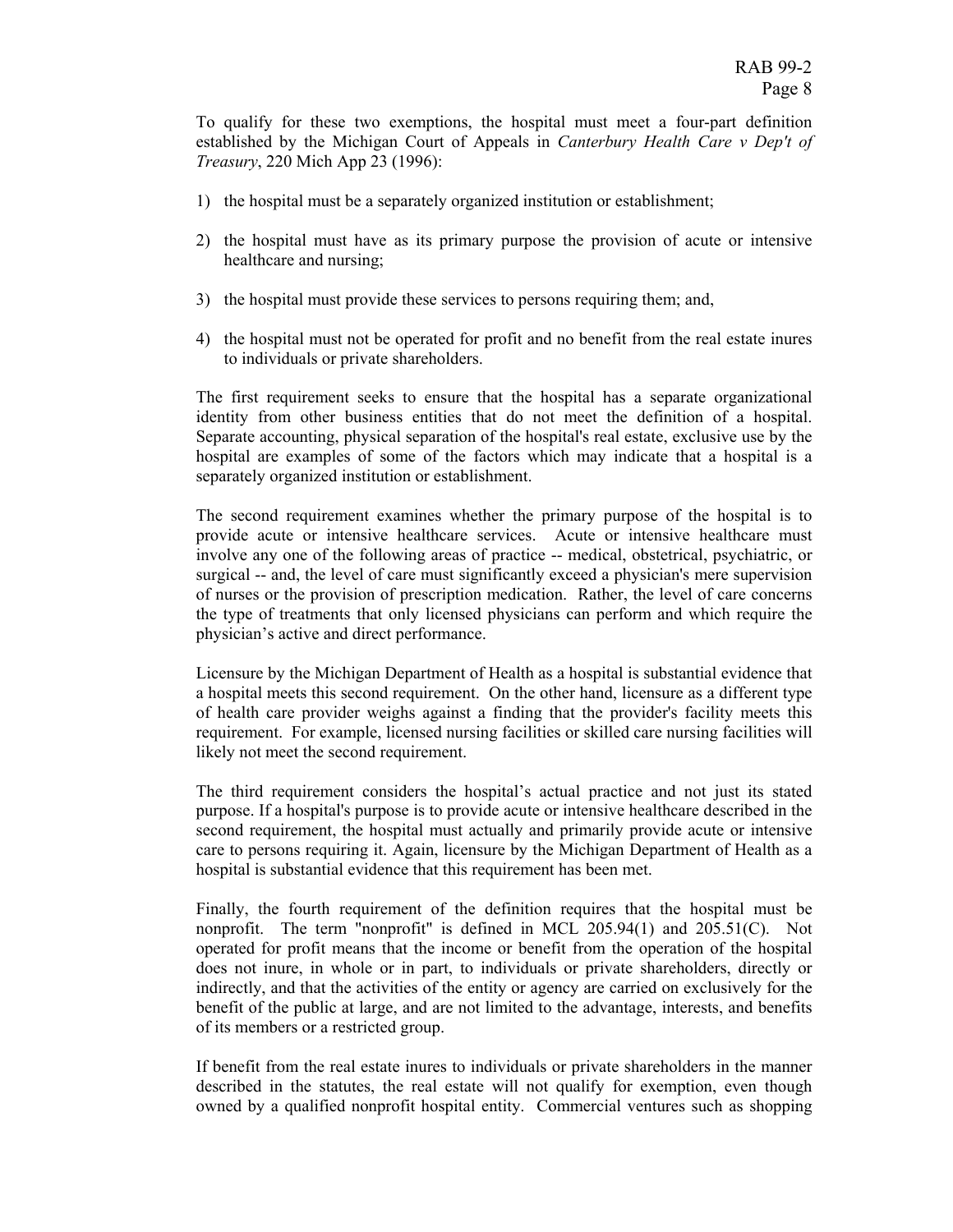To qualify for these two exemptions, the hospital must meet a four-part definition established by the Michigan Court of Appeals in *Canterbury Health Care v Dep't of Treasury*, 220 Mich App 23 (1996):

1) the hospital must be a separately organized institution or establishment;

2) the hospital must have as its primary purpose the provision of acute or intensive healthcare and nursing;

3) the hospital must provide these services to persons requiring them; and,

4) the hospital must not be operated for profit and no benefit from the real estate inures to individuals or private shareholders.

The first requirement seeks to ensure that the hospital has a separate organizational identity from other business entities that do not meet the definition of a hospital. Separate accounting, physical separation of the hospital's real estate, exclusive use by the hospital are examples of some of the factors which may indicate that a hospital is a separately organized institution or establishment.

The second requirement examines whether the primary purpose of the hospital is to provide acute or intensive healthcare services. Acute or intensive healthcare must involve any one of the following areas of practice -- medical, obstetrical, psychiatric, or surgical -- and, the level of care must significantly exceed a physician's mere supervision of nurses or the provision of prescription medication. Rather, the level of care concerns the type of treatments that only licensed physicians can perform and which require the physician's active and direct performance.

Licensure by the Michigan Department of Health as a hospital is substantial evidence that a hospital meets this second requirement. On the other hand, licensure as a different type of health care provider weighs against a finding that the provider's facility meets this requirement. For example, licensed nursing facilities or skilled care nursing facilities will likely not meet the second requirement.

The third requirement considers the hospital's actual practice and not just its stated purpose. If a hospital's purpose is to provide acute or intensive healthcare described in the second requirement, the hospital must actually and primarily provide acute or intensive care to persons requiring it. Again, licensure by the Michigan Department of Health as a hospital is substantial evidence that this requirement has been met.

Finally, the fourth requirement of the definition requires that the hospital must be nonprofit. The term "nonprofit" is defined in MCL 205.94(1) and 205.51(C). Not operated for profit means that the income or benefit from the operation of the hospital does not inure, in whole or in part, to individuals or private shareholders, directly or indirectly, and that the activities of the entity or agency are carried on exclusively for the benefit of the public at large, and are not limited to the advantage, interests, and benefits of its members or a restricted group.

If benefit from the real estate inures to individuals or private shareholders in the manner described in the statutes, the real estate will not qualify for exemption, even though owned by a qualified nonprofit hospital entity. Commercial ventures such as shopping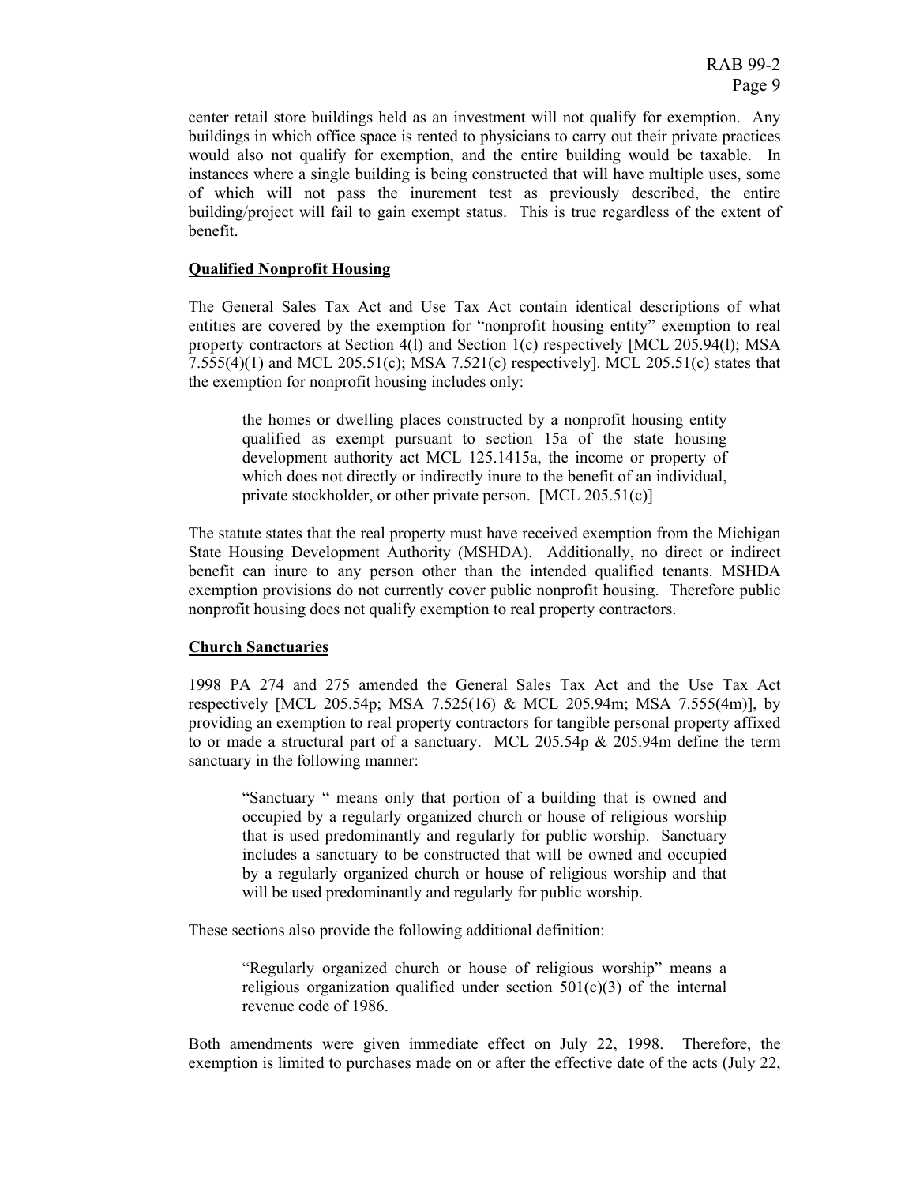center retail store buildings held as an investment will not qualify for exemption. Any buildings in which office space is rented to physicians to carry out their private practices would also not qualify for exemption, and the entire building would be taxable. In instances where a single building is being constructed that will have multiple uses, some of which will not pass the inurement test as previously described, the entire building/project will fail to gain exempt status. This is true regardless of the extent of benefit.

**Qualified Nonprofit Housing**

The General Sales Tax Act and Use Tax Act contain identical descriptions of what entities are covered by the exemption for "nonprofit housing entity" exemption to real property contractors at Section 4(l) and Section 1(c) respectively [MCL 205.94(l); MSA 7.555(4)(1) and MCL 205.51(c); MSA 7.521(c) respectively]. MCL 205.51(c) states that the exemption for nonprofit housing includes only:

> the homes or dwelling places constructed by a nonprofit housing entity qualified as exempt pursuant to section 15a of the state housing development authority act MCL 125.1415a, the income or property of which does not directly or indirectly inure to the benefit of an individual, private stockholder, or other private person. [MCL 205.51(c)]

The statute states that the real property must have received exemption from the Michigan State Housing Development Authority (MSHDA). Additionally, no direct or indirect benefit can inure to any person other than the intended qualified tenants. MSHDA exemption provisions do not currently cover public nonprofit housing. Therefore public nonprofit housing does not qualify exemption to real property contractors.

**Church Sanctuaries**

1998 PA 274 and 275 amended the General Sales Tax Act and the Use Tax Act respectively [MCL 205.54p; MSA 7.525(16) & MCL 205.94m; MSA 7.555(4m)], by providing an exemption to real property contractors for tangible personal property affixed to or made a structural part of a sanctuary. MCL 205.54p & 205.94m define the term sanctuary in the following manner:

> "Sanctuary " means only that portion of a building that is owned and occupied by a regularly organized church or house of religious worship that is used predominantly and regularly for public worship. Sanctuary includes a sanctuary to be constructed that will be owned and occupied by a regularly organized church or house of religious worship and that will be used predominantly and regularly for public worship.

These sections also provide the following additional definition:

> "Regularly organized church or house of religious worship" means a religious organization qualified under section 501(c)(3) of the internal revenue code of 1986.

Both amendments were given immediate effect on July 22, 1998. Therefore, the exemption is limited to purchases made on or after the effective date of the acts (July 22,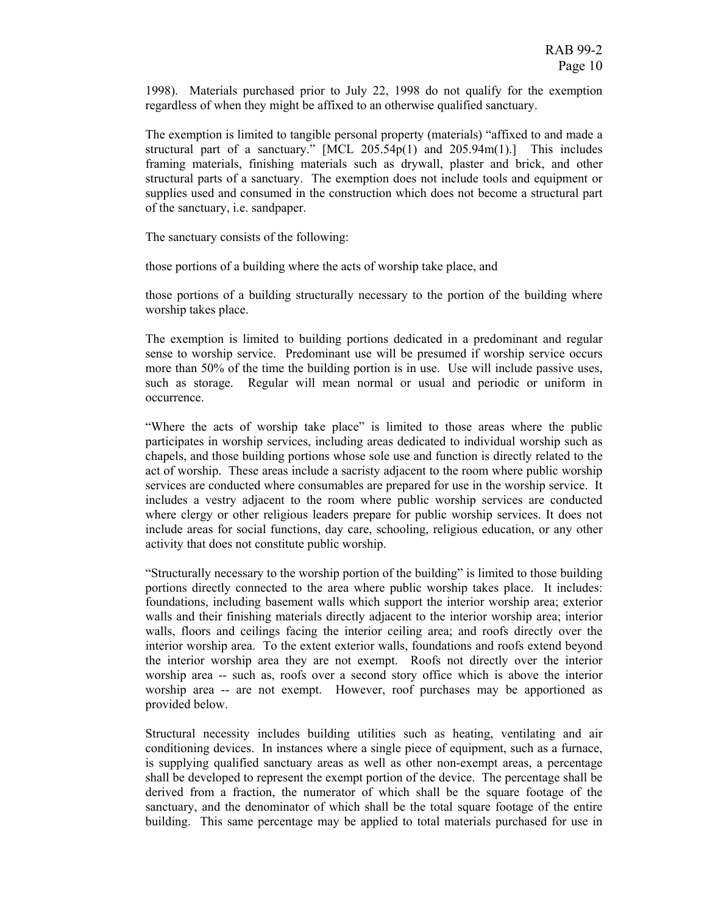1998). Materials purchased prior to July 22, 1998 do not qualify for the exemption regardless of when they might be affixed to an otherwise qualified sanctuary.

The exemption is limited to tangible personal property (materials) "affixed to and made a structural part of a sanctuary." [MCL 205.54p(1) and 205.94m(1).] This includes framing materials, finishing materials such as drywall, plaster and brick, and other structural parts of a sanctuary. The exemption does not include tools and equipment or supplies used and consumed in the construction which does not become a structural part of the sanctuary, i.e. sandpaper.

The sanctuary consists of the following:

those portions of a building where the acts of worship take place, and

those portions of a building structurally necessary to the portion of the building where worship takes place.

The exemption is limited to building portions dedicated in a predominant and regular sense to worship service. Predominant use will be presumed if worship service occurs more than 50% of the time the building portion is in use. Use will include passive uses, such as storage. Regular will mean normal or usual and periodic or uniform in occurrence.

"Where the acts of worship take place" is limited to those areas where the public participates in worship services, including areas dedicated to individual worship such as chapels, and those building portions whose sole use and function is directly related to the act of worship. These areas include a sacristy adjacent to the room where public worship services are conducted where consumables are prepared for use in the worship service. It includes a vestry adjacent to the room where public worship services are conducted where clergy or other religious leaders prepare for public worship services. It does not include areas for social functions, day care, schooling, religious education, or any other activity that does not constitute public worship.

"Structurally necessary to the worship portion of the building" is limited to those building portions directly connected to the area where public worship takes place. It includes: foundations, including basement walls which support the interior worship area; exterior walls and their finishing materials directly adjacent to the interior worship area; interior walls, floors and ceilings facing the interior ceiling area; and roofs directly over the interior worship area. To the extent exterior walls, foundations and roofs extend beyond the interior worship area they are not exempt. Roofs not directly over the interior worship area -- such as, roofs over a second story office which is above the interior worship area -- are not exempt. However, roof purchases may be apportioned as provided below.

Structural necessity includes building utilities such as heating, ventilating and air conditioning devices. In instances where a single piece of equipment, such as a furnace, is supplying qualified sanctuary areas as well as other non-exempt areas, a percentage shall be developed to represent the exempt portion of the device. The percentage shall be derived from a fraction, the numerator of which shall be the square footage of the sanctuary, and the denominator of which shall be the total square footage of the entire building. This same percentage may be applied to total materials purchased for use in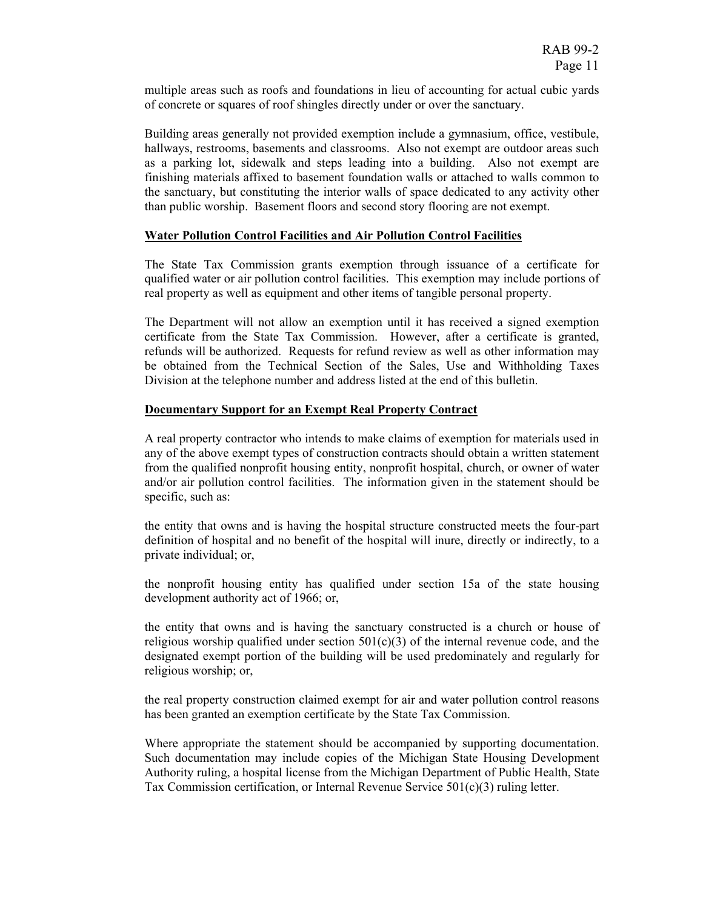multiple areas such as roofs and foundations in lieu of accounting for actual cubic yards of concrete or squares of roof shingles directly under or over the sanctuary.

Building areas generally not provided exemption include a gymnasium, office, vestibule, hallways, restrooms, basements and classrooms. Also not exempt are outdoor areas such as a parking lot, sidewalk and steps leading into a building. Also not exempt are finishing materials affixed to basement foundation walls or attached to walls common to the sanctuary, but constituting the interior walls of space dedicated to any activity other than public worship. Basement floors and second story flooring are not exempt.

## Water Pollution Control Facilities and Air Pollution Control Facilities

The State Tax Commission grants exemption through issuance of a certificate for qualified water or air pollution control facilities. This exemption may include portions of real property as well as equipment and other items of tangible personal property.

The Department will not allow an exemption until it has received a signed exemption certificate from the State Tax Commission. However, after a certificate is granted, refunds will be authorized. Requests for refund review as well as other information may be obtained from the Technical Section of the Sales, Use and Withholding Taxes Division at the telephone number and address listed at the end of this bulletin.

## Documentary Support for an Exempt Real Property Contract

A real property contractor who intends to make claims of exemption for materials used in any of the above exempt types of construction contracts should obtain a written statement from the qualified nonprofit housing entity, nonprofit hospital, church, or owner of water and/or air pollution control facilities. The information given in the statement should be specific, such as:

the entity that owns and is having the hospital structure constructed meets the four-part definition of hospital and no benefit of the hospital will inure, directly or indirectly, to a private individual; or,

the nonprofit housing entity has qualified under section 15a of the state housing development authority act of 1966; or,

the entity that owns and is having the sanctuary constructed is a church or house of religious worship qualified under section 501(c)(3) of the internal revenue code, and the designated exempt portion of the building will be used predominately and regularly for religious worship; or,

the real property construction claimed exempt for air and water pollution control reasons has been granted an exemption certificate by the State Tax Commission.

Where appropriate the statement should be accompanied by supporting documentation. Such documentation may include copies of the Michigan State Housing Development Authority ruling, a hospital license from the Michigan Department of Public Health, State Tax Commission certification, or Internal Revenue Service 501(c)(3) ruling letter.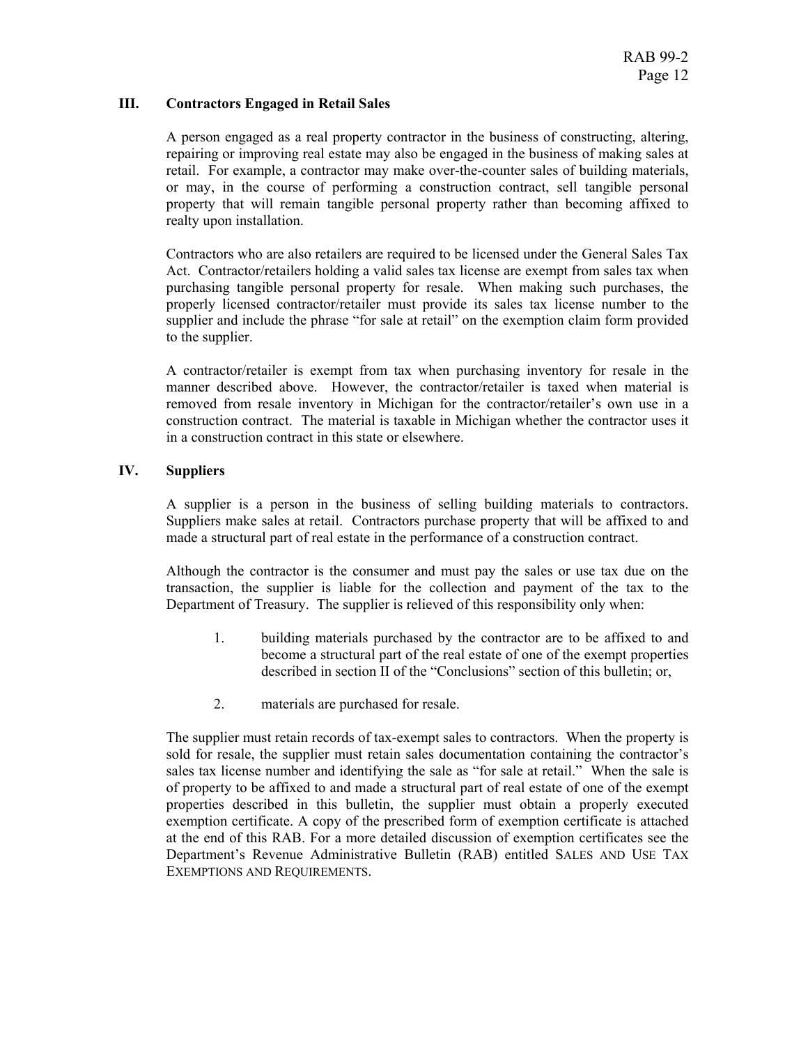## III. Contractors Engaged in Retail Sales

A person engaged as a real property contractor in the business of constructing, altering, repairing or improving real estate may also be engaged in the business of making sales at retail. For example, a contractor may make over-the-counter sales of building materials, or may, in the course of performing a construction contract, sell tangible personal property that will remain tangible personal property rather than becoming affixed to realty upon installation.

Contractors who are also retailers are required to be licensed under the General Sales Tax Act. Contractor/retailers holding a valid sales tax license are exempt from sales tax when purchasing tangible personal property for resale. When making such purchases, the properly licensed contractor/retailer must provide its sales tax license number to the supplier and include the phrase "for sale at retail" on the exemption claim form provided to the supplier.

A contractor/retailer is exempt from tax when purchasing inventory for resale in the manner described above. However, the contractor/retailer is taxed when material is removed from resale inventory in Michigan for the contractor/retailer's own use in a construction contract. The material is taxable in Michigan whether the contractor uses it in a construction contract in this state or elsewhere.

## IV. Suppliers

A supplier is a person in the business of selling building materials to contractors. Suppliers make sales at retail. Contractors purchase property that will be affixed to and made a structural part of real estate in the performance of a construction contract.

Although the contractor is the consumer and must pay the sales or use tax due on the transaction, the supplier is liable for the collection and payment of the tax to the Department of Treasury. The supplier is relieved of this responsibility only when:

1. building materials purchased by the contractor are to be affixed to and become a structural part of the real estate of one of the exempt properties described in section II of the "Conclusions" section of this bulletin; or,

2. materials are purchased for resale.

The supplier must retain records of tax-exempt sales to contractors. When the property is sold for resale, the supplier must retain sales documentation containing the contractor's sales tax license number and identifying the sale as "for sale at retail." When the sale is of property to be affixed to and made a structural part of real estate of one of the exempt properties described in this bulletin, the supplier must obtain a properly executed exemption certificate. A copy of the prescribed form of exemption certificate is attached at the end of this RAB. For a more detailed discussion of exemption certificates see the Department's Revenue Administrative Bulletin (RAB) entitled SALES AND USE TAX EXEMPTIONS AND REQUIREMENTS.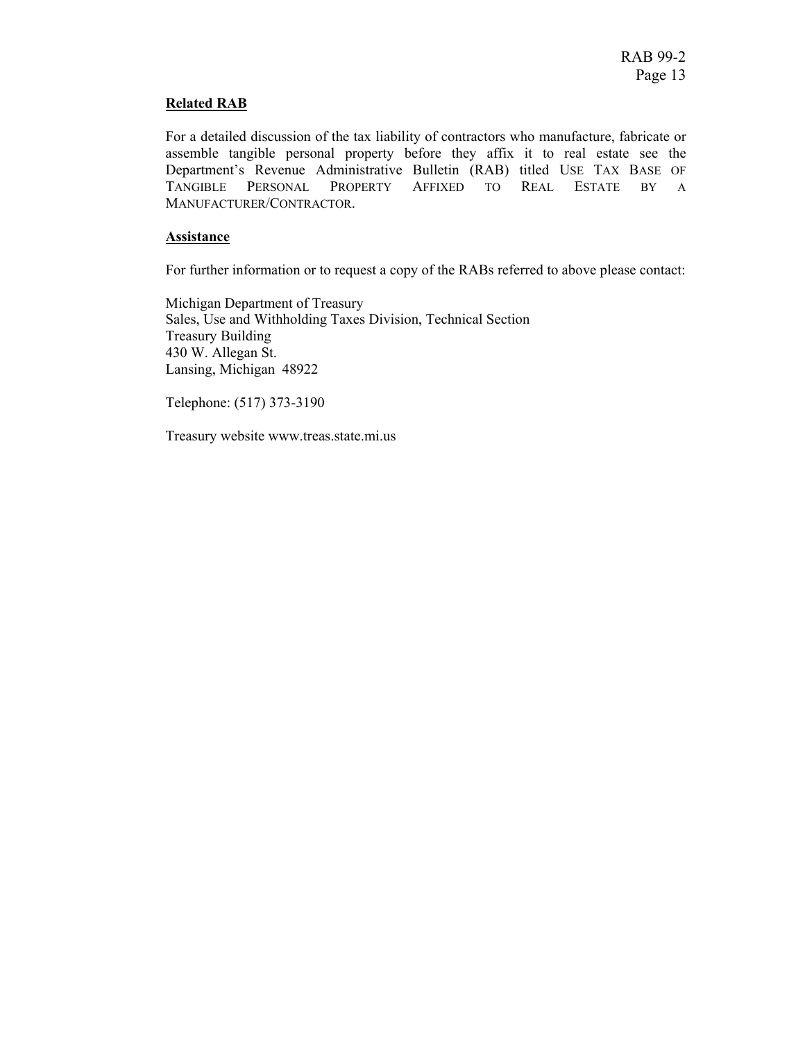**Related RAB**

For a detailed discussion of the tax liability of contractors who manufacture, fabricate or assemble tangible personal property before they affix it to real estate see the Department's Revenue Administrative Bulletin (RAB) titled USE TAX BASE OF TANGIBLE PERSONAL PROPERTY AFFIXED TO REAL ESTATE BY A MANUFACTURER/CONTRACTOR.

**Assistance**

For further information or to request a copy of the RABs referred to above please contact:

Michigan Department of Treasury
Sales, Use and Withholding Taxes Division, Technical Section
Treasury Building
430 W. Allegan St.
Lansing, Michigan 48922

Telephone: (517) 373-3190

Treasury website www.treas.state.mi.us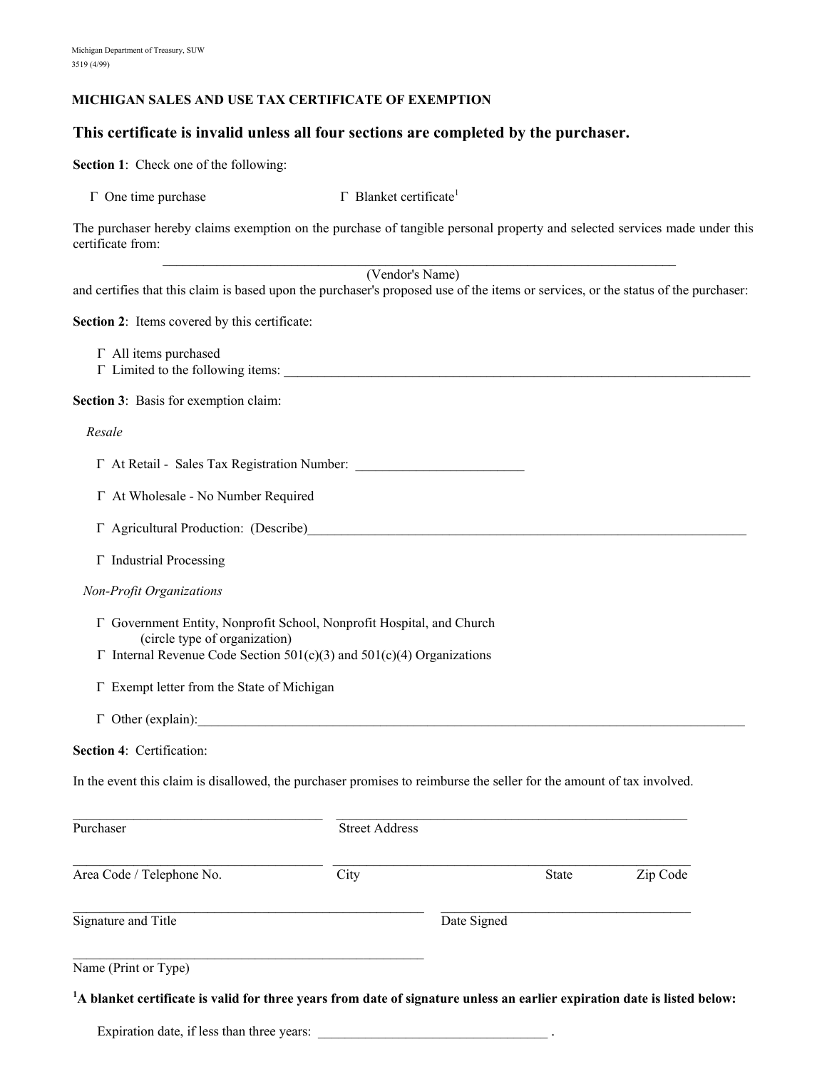Michigan Department of Treasury, SUW
3519 (4/99)

**MICHIGAN SALES AND USE TAX CERTIFICATE OF EXEMPTION**

## This certificate is invalid unless all four sections are completed by the purchaser.

**Section 1**: Check one of the following:

Γ One time purchase     Γ Blanket certificate[1]

The purchaser hereby claims exemption on the purchase of tangible personal property and selected services made under this certificate from:

_______________________________________________
(Vendor's Name)

and certifies that this claim is based upon the purchaser's proposed use of the items or services, or the status of the purchaser:

**Section 2**: Items covered by this certificate:

Γ All items purchased
Γ Limited to the following items: _______________________________________________

**Section 3**: Basis for exemption claim:

*Resale*

Γ At Retail - Sales Tax Registration Number: ________________________

Γ At Wholesale - No Number Required

Γ Agricultural Production: (Describe)_______________________________________________

Γ Industrial Processing

*Non-Profit Organizations*

Γ Government Entity, Nonprofit School, Nonprofit Hospital, and Church
(circle type of organization)
Γ Internal Revenue Code Section 501(c)(3) and 501(c)(4) Organizations

Γ Exempt letter from the State of Michigan

Γ Other (explain):_______________________________________________

**Section 4**: Certification:

In the event this claim is disallowed, the purchaser promises to reimburse the seller for the amount of tax involved.

_______________________ _______________________
Purchaser Street Address

_______________________ _______________________
Area Code / Telephone No. City State Zip Code

_______________________ _______________________
Signature and Title Date Signed

_______________________
Name (Print or Type)

**[1]A blanket certificate is valid for three years from date of signature unless an earlier expiration date is listed below:**

Expiration date, if less than three years: ________________________ .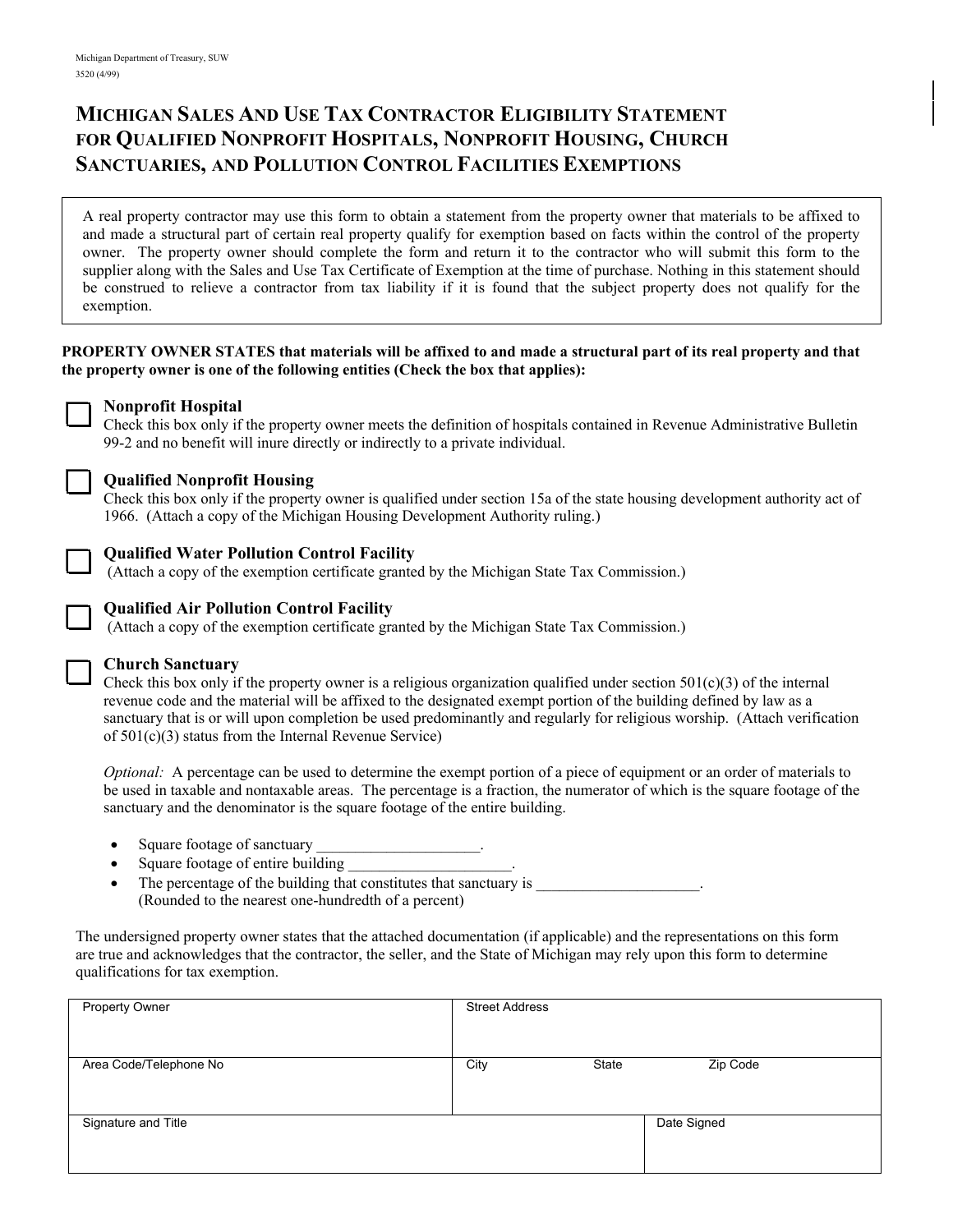Michigan Department of Treasury, SUW
3520 (4/99)

# MICHIGAN SALES AND USE TAX CONTRACTOR ELIGIBILITY STATEMENT FOR QUALIFIED NONPROFIT HOSPITALS, NONPROFIT HOUSING, CHURCH SANCTUARIES, AND POLLUTION CONTROL FACILITIES EXEMPTIONS

A real property contractor may use this form to obtain a statement from the property owner that materials to be affixed to and made a structural part of certain real property qualify for exemption based on facts within the control of the property owner. The property owner should complete the form and return it to the contractor who will submit this form to the supplier along with the Sales and Use Tax Certificate of Exemption at the time of purchase. Nothing in this statement should be construed to relieve a contractor from tax liability if it is found that the subject property does not qualify for the exemption.

**PROPERTY OWNER STATES that materials will be affixed to and made a structural part of its real property and that the property owner is one of the following entities (Check the box that applies):**

☐ **Nonprofit Hospital**
Check this box only if the property owner meets the definition of hospitals contained in Revenue Administrative Bulletin 99-2 and no benefit will inure directly or indirectly to a private individual.

☐ **Qualified Nonprofit Housing**
Check this box only if the property owner is qualified under section 15a of the state housing development authority act of 1966. (Attach a copy of the Michigan Housing Development Authority ruling.)

☐ **Qualified Water Pollution Control Facility**
(Attach a copy of the exemption certificate granted by the Michigan State Tax Commission.)

☐ **Qualified Air Pollution Control Facility**
(Attach a copy of the exemption certificate granted by the Michigan State Tax Commission.)

☐ **Church Sanctuary**
Check this box only if the property owner is a religious organization qualified under section 501(c)(3) of the internal revenue code and the material will be affixed to the designated exempt portion of the building defined by law as a sanctuary that is or will upon completion be used predominantly and regularly for religious worship. (Attach verification of 501(c)(3) status from the Internal Revenue Service)

*Optional:* A percentage can be used to determine the exempt portion of a piece of equipment or an order of materials to be used in taxable and nontaxable areas. The percentage is a fraction, the numerator of which is the square footage of the sanctuary and the denominator is the square footage of the entire building.

- Square footage of sanctuary _____________________.
- Square footage of entire building _____________________.
- The percentage of the building that constitutes that sanctuary is _____________________.
  (Rounded to the nearest one-hundredth of a percent)

The undersigned property owner states that the attached documentation (if applicable) and the representations on this form are true and acknowledges that the contractor, the seller, and the State of Michigan may rely upon this form to determine qualifications for tax exemption.

| Property Owner | Street Address | |
|---|---|---|
| Area Code/Telephone No | City State Zip Code | |
| Signature and Title | | Date Signed |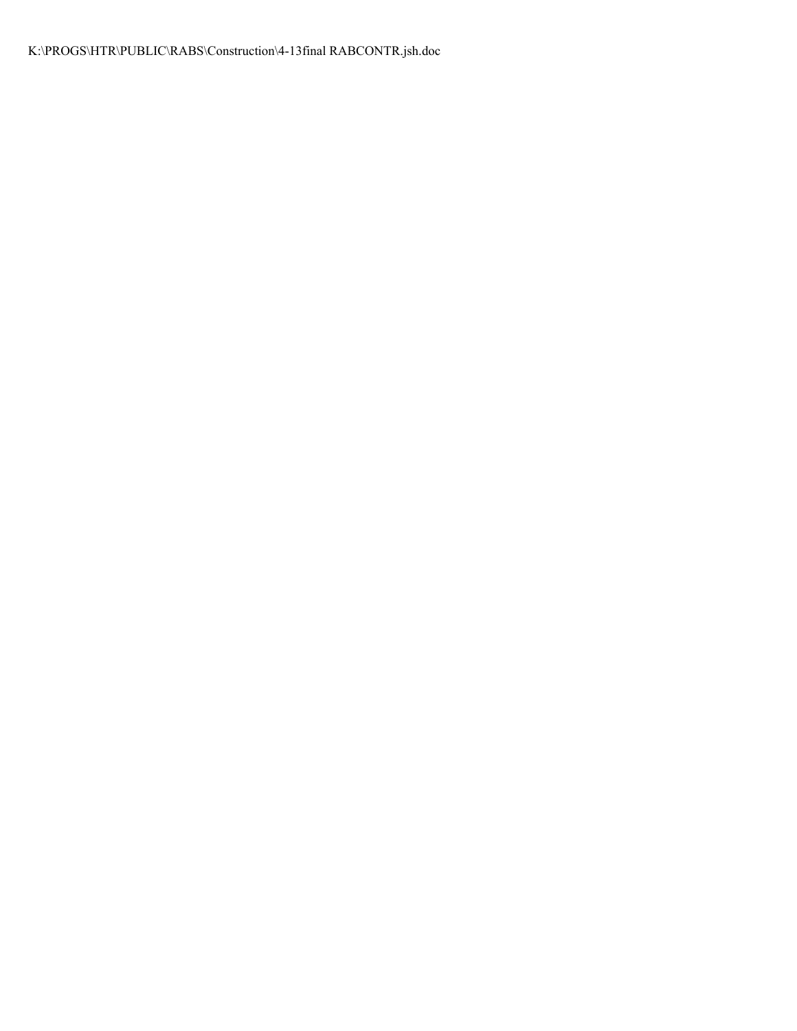K:\PROGS\HTR\PUBLIC\RABS\Construction\4-13final RABCONTR.jsh.doc